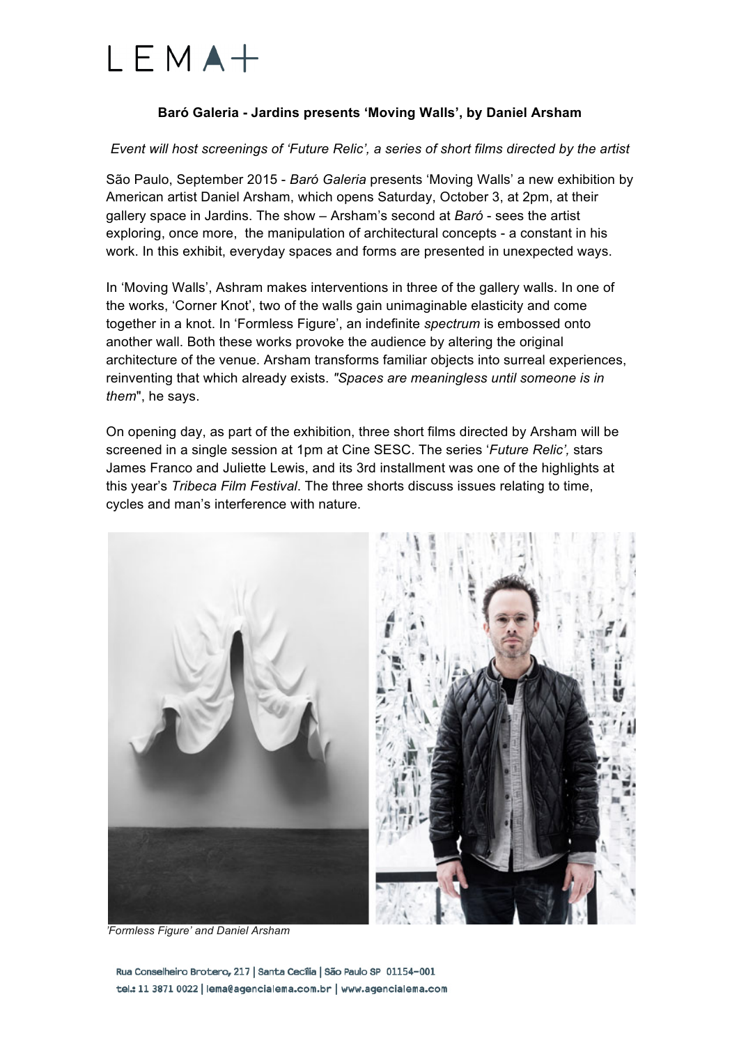LEMA+

**Baró Galeria - Jardins presents 'Moving Walls', by Daniel Arsham**

*Event will host screenings of 'Future Relic', a series of short films directed by the artist*

São Paulo, September 2015 - *Baró Galeria* presents 'Moving Walls' a new exhibition by American artist Daniel Arsham, which opens Saturday, October 3, at 2pm, at their gallery space in Jardins. The show – Arsham's second at *Baró* - sees the artist exploring, once more, the manipulation of architectural concepts - a constant in his work. In this exhibit, everyday spaces and forms are presented in unexpected ways.

In 'Moving Walls', Ashram makes interventions in three of the gallery walls. In one of the works, 'Corner Knot', two of the walls gain unimaginable elasticity and come together in a knot. In 'Formless Figure', an indefinite *spectrum* is embossed onto another wall. Both these works provoke the audience by altering the original architecture of the venue. Arsham transforms familiar objects into surreal experiences, reinventing that which already exists. *"Spaces are meaningless until someone is in them*", he says.

On opening day, as part of the exhibition, three short films directed by Arsham will be screened in a single session at 1pm at Cine SESC. The series '*Future Relic',* stars James Franco and Juliette Lewis, and its 3rd installment was one of the highlights at this year's *Tribeca Film Festival*. The three shorts discuss issues relating to time, cycles and man's interference with nature.

*'Formless Figure' and Daniel Arsham*

Rua Conselheiro Brotero, 217 | Santa Cecília | São Paulo SP 01154-001
tel.: 11 3871 0022 | lema@agencialema.com.br | www.agencialema.com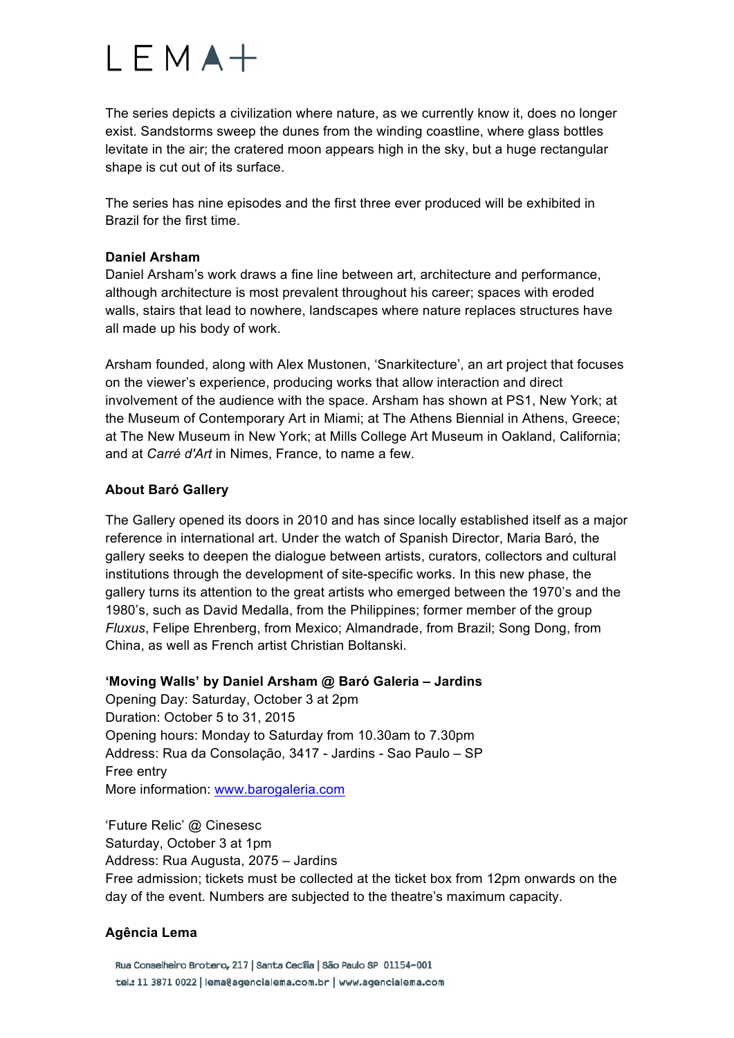The series depicts a civilization where nature, as we currently know it, does no longer exist. Sandstorms sweep the dunes from the winding coastline, where glass bottles levitate in the air; the cratered moon appears high in the sky, but a huge rectangular shape is cut out of its surface.

The series has nine episodes and the first three ever produced will be exhibited in Brazil for the first time.

**Daniel Arsham**

Daniel Arsham's work draws a fine line between art, architecture and performance, although architecture is most prevalent throughout his career; spaces with eroded walls, stairs that lead to nowhere, landscapes where nature replaces structures have all made up his body of work.

Arsham founded, along with Alex Mustonen, 'Snarkitecture', an art project that focuses on the viewer's experience, producing works that allow interaction and direct involvement of the audience with the space. Arsham has shown at PS1, New York; at the Museum of Contemporary Art in Miami; at The Athens Biennial in Athens, Greece; at The New Museum in New York; at Mills College Art Museum in Oakland, California; and at *Carré d'Art* in Nimes, France, to name a few.

**About Baró Gallery**

The Gallery opened its doors in 2010 and has since locally established itself as a major reference in international art. Under the watch of Spanish Director, Maria Baró, the gallery seeks to deepen the dialogue between artists, curators, collectors and cultural institutions through the development of site-specific works. In this new phase, the gallery turns its attention to the great artists who emerged between the 1970's and the 1980's, such as David Medalla, from the Philippines; former member of the group *Fluxus*, Felipe Ehrenberg, from Mexico; Almandrade, from Brazil; Song Dong, from China, as well as French artist Christian Boltanski.

**'Moving Walls' by Daniel Arsham @ Baró Galeria – Jardins**
Opening Day: Saturday, October 3 at 2pm
Duration: October 5 to 31, 2015
Opening hours: Monday to Saturday from 10.30am to 7.30pm
Address: Rua da Consolação, 3417 - Jardins - Sao Paulo – SP
Free entry
More information: [www.barogaleria.com](www.barogaleria.com)

'Future Relic' @ Cinesesc
Saturday, October 3 at 1pm
Address: Rua Augusta, 2075 – Jardins
Free admission; tickets must be collected at the ticket box from 12pm onwards on the day of the event. Numbers are subjected to the theatre's maximum capacity.

**Agência Lema**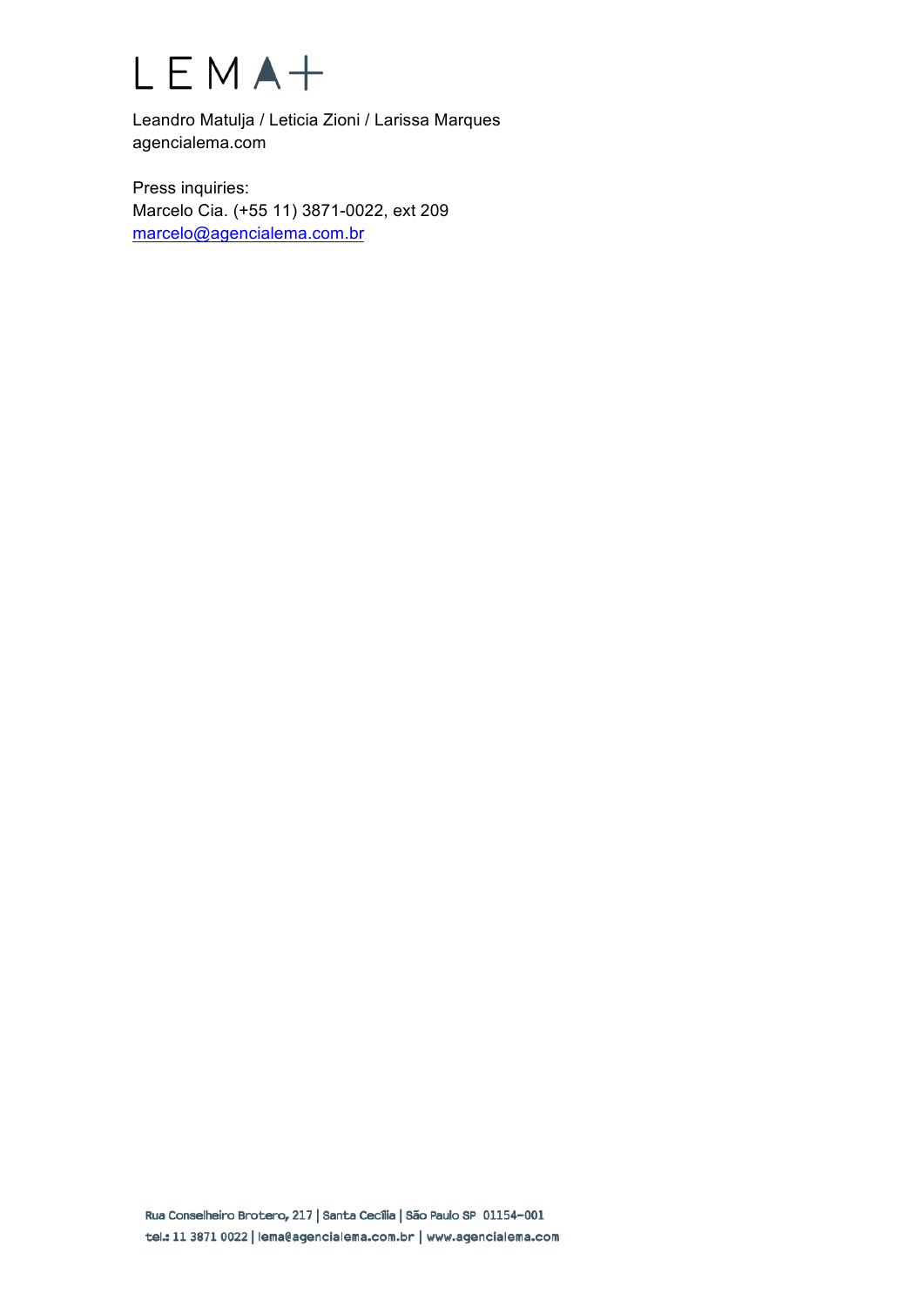LEMA+

Leandro Matulja / Leticia Zioni / Larissa Marques
agencialema.com

Press inquiries:
Marcelo Cia. (+55 11) 3871-0022, ext 209
marcelo@agencialema.com.br

Rua Conselheiro Brotero, 217 | Santa Cecília | São Paulo SP 01154-001
tel.: 11 3871 0022 | lema@agencialema.com.br | www.agencialema.com